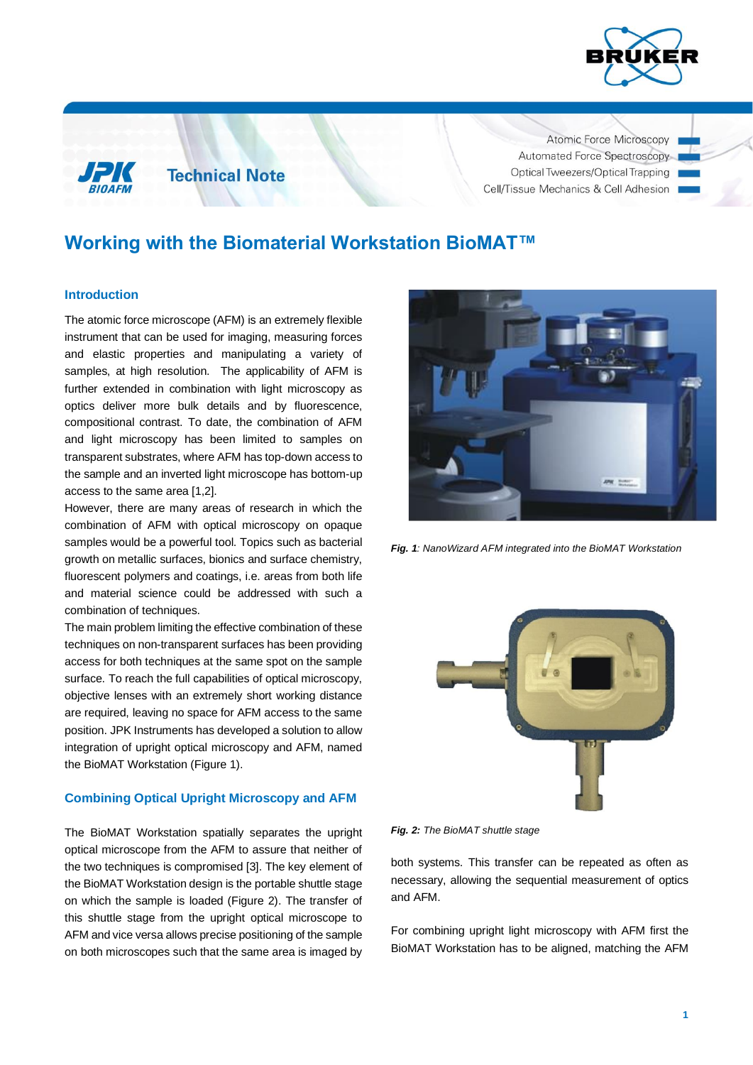Technical Note

Atomic Force Microscopy
Automated Force Spectroscopy
Optical Tweezers/Optical Trapping
Cell/Tissue Mechanics & Cell Adhesion

# Working with the Biomaterial Workstation BioMAT™

## Introduction

The atomic force microscope (AFM) is an extremely flexible instrument that can be used for imaging, measuring forces and elastic properties and manipulating a variety of samples, at high resolution. The applicability of AFM is further extended in combination with light microscopy as optics deliver more bulk details and by fluorescence, compositional contrast. To date, the combination of AFM and light microscopy has been limited to samples on transparent substrates, where AFM has top-down access to the sample and an inverted light microscope has bottom-up access to the same area [1,2].

However, there are many areas of research in which the combination of AFM with optical microscopy on opaque samples would be a powerful tool. Topics such as bacterial growth on metallic surfaces, bionics and surface chemistry, fluorescent polymers and coatings, i.e. areas from both life and material science could be addressed with such a combination of techniques.

The main problem limiting the effective combination of these techniques on non-transparent surfaces has been providing access for both techniques at the same spot on the sample surface. To reach the full capabilities of optical microscopy, objective lenses with an extremely short working distance are required, leaving no space for AFM access to the same position. JPK Instruments has developed a solution to allow integration of upright optical microscopy and AFM, named the BioMAT Workstation (Figure 1).

**Fig. 1**: *NanoWizard AFM integrated into the BioMAT Workstation*

## Combining Optical Upright Microscopy and AFM

The BioMAT Workstation spatially separates the upright optical microscope from the AFM to assure that neither of the two techniques is compromised [3]. The key element of the BioMAT Workstation design is the portable shuttle stage on which the sample is loaded (Figure 2). The transfer of this shuttle stage from the upright optical microscope to AFM and vice versa allows precise positioning of the sample on both microscopes such that the same area is imaged by both systems. This transfer can be repeated as often as necessary, allowing the sequential measurement of optics and AFM.

**Fig. 2:** *The BioMAT shuttle stage*

For combining upright light microscopy with AFM first the BioMAT Workstation has to be aligned, matching the AFM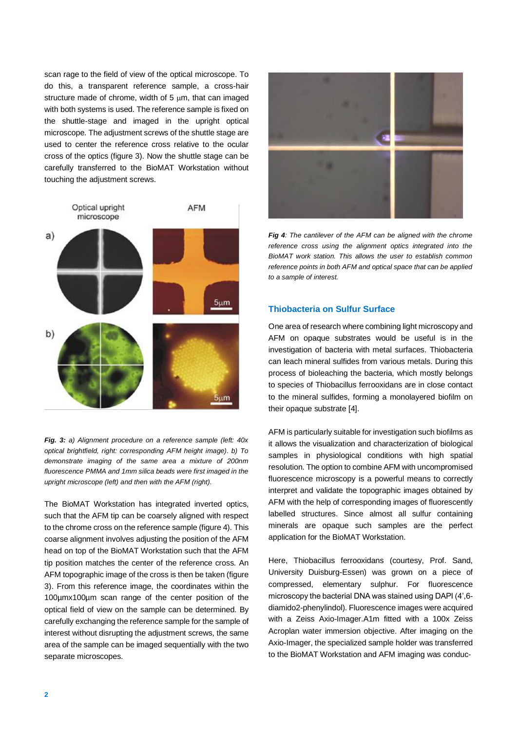scan rage to the field of view of the optical microscope. To do this, a transparent reference sample, a cross-hair structure made of chrome, width of 5 µm, that can imaged with both systems is used. The reference sample is fixed on the shuttle-stage and imaged in the upright optical microscope. The adjustment screws of the shuttle stage are used to center the reference cross relative to the ocular cross of the optics (figure 3). Now the shuttle stage can be carefully transferred to the BioMAT Workstation without touching the adjustment screws.

***Fig. 3:*** *a) Alignment procedure on a reference sample (left: 40x optical brightfield, right: corresponding AFM height image). b) To demonstrate imaging of the same area a mixture of 200nm fluorescence PMMA and 1mm silica beads were first imaged in the upright microscope (left) and then with the AFM (right).*

The BioMAT Workstation has integrated inverted optics, such that the AFM tip can be coarsely aligned with respect to the chrome cross on the reference sample (figure 4). This coarse alignment involves adjusting the position of the AFM head on top of the BioMAT Workstation such that the AFM tip position matches the center of the reference cross. An AFM topographic image of the cross is then be taken (figure 3). From this reference image, the coordinates within the 100µmx100µm scan range of the center position of the optical field of view on the sample can be determined. By carefully exchanging the reference sample for the sample of interest without disrupting the adjustment screws, the same area of the sample can be imaged sequentially with the two separate microscopes.

***Fig 4****: The cantilever of the AFM can be aligned with the chrome reference cross using the alignment optics integrated into the BioMAT work station. This allows the user to establish common reference points in both AFM and optical space that can be applied to a sample of interest.*

## Thiobacteria on Sulfur Surface

One area of research where combining light microscopy and AFM on opaque substrates would be useful is in the investigation of bacteria with metal surfaces. Thiobacteria can leach mineral sulfides from various metals. During this process of bioleaching the bacteria, which mostly belongs to species of Thiobacillus ferrooxidans are in close contact to the mineral sulfides, forming a monolayered biofilm on their opaque substrate [4].

AFM is particularly suitable for investigation such biofilms as it allows the visualization and characterization of biological samples in physiological conditions with high spatial resolution. The option to combine AFM with uncompromised fluorescence microscopy is a powerful means to correctly interpret and validate the topographic images obtained by AFM with the help of corresponding images of fluorescently labelled structures. Since almost all sulfur containing minerals are opaque such samples are the perfect application for the BioMAT Workstation.

Here, Thiobacillus ferrooxidans (courtesy, Prof. Sand, University Duisburg-Essen) was grown on a piece of compressed, elementary sulphur. For fluorescence microscopy the bacterial DNA was stained using DAPI (4',6-diamido2-phenylindol). Fluorescence images were acquired with a Zeiss Axio-Imager.A1m fitted with a 100x Zeiss Acroplan water immersion objective. After imaging on the Axio-Imager, the specialized sample holder was transferred to the BioMAT Workstation and AFM imaging was conduc-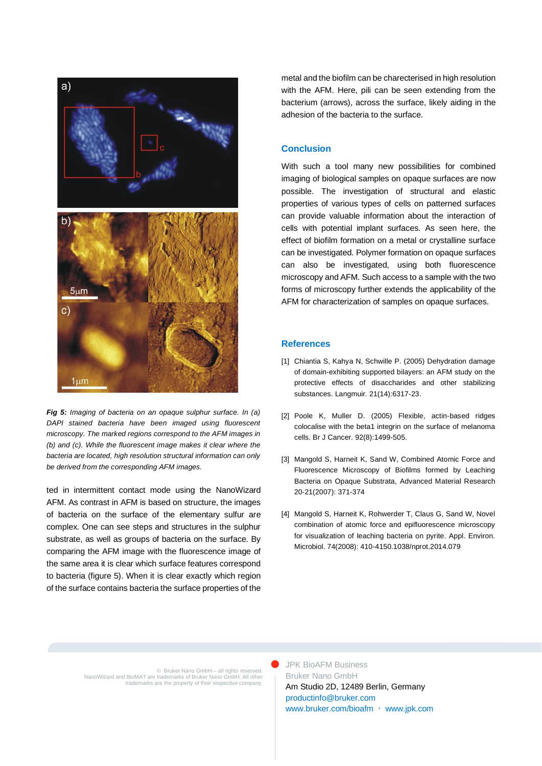a)

c

b

b)

5μm

c)

1μm

***Fig 5:*** *Imaging of bacteria on an opaque sulphur surface. In (a) DAPI stained bacteria have been imaged using fluorescent microscopy. The marked regions correspond to the AFM images in (b) and (c). While the fluorescent image makes it clear where the bacteria are located, high resolution structural information can only be derived from the corresponding AFM images.*

ted in intermittent contact mode using the NanoWizard AFM. As contrast in AFM is based on structure, the images of bacteria on the surface of the elementary sulfur are complex. One can see steps and structures in the sulphur substrate, as well as groups of bacteria on the surface. By comparing the AFM image with the fluorescence image of the same area it is clear which surface features correspond to bacteria (figure 5). When it is clear exactly which region of the surface contains bacteria the surface properties of the metal and the biofilm can be charecterised in high resolution with the AFM. Here, pili can be seen extending from the bacterium (arrows), across the surface, likely aiding in the adhesion of the bacteria to the surface.

## Conclusion

With such a tool many new possibilities for combined imaging of biological samples on opaque surfaces are now possible. The investigation of structural and elastic properties of various types of cells on patterned surfaces can provide valuable information about the interaction of cells with potential implant surfaces. As seen here, the effect of biofilm formation on a metal or crystalline surface can be investigated. Polymer formation on opaque surfaces can also be investigated, using both fluorescence microscopy and AFM. Such access to a sample with the two forms of microscopy further extends the applicability of the AFM for characterization of samples on opaque surfaces.

## References

[1] Chiantia S, Kahya N, Schwille P. (2005) Dehydration damage of domain-exhibiting supported bilayers: an AFM study on the protective effects of disaccharides and other stabilizing substances. Langmuir. 21(14):6317-23.

[2] Poole K, Muller D. (2005) Flexible, actin-based ridges colocalise with the beta1 integrin on the surface of melanoma cells. Br J Cancer. 92(8):1499-505.

[3] Mangold S, Harneit K, Sand W, Combined Atomic Force and Fluorescence Microscopy of Biofilms formed by Leaching Bacteria on Opaque Substrata, Advanced Material Research 20-21(2007): 371-374

[4] Mangold S, Harneit K, Rohwerder T, Claus G, Sand W, Novel combination of atomic force and epifluorescence microscopy for visualization of leaching bacteria on pyrite. Appl. Environ. Microbiol. 74(2008): 410-4150.1038/nprot.2014.079

© Bruker Nano GmbH – all rights reserved.
NanoWizard and BioMAT are trademarks of Bruker Nano GmbH. All other trademarks are the property of their respective company.

JPK BioAFM Business
Bruker Nano GmbH
Am Studio 2D, 12489 Berlin, Germany
productinfo@bruker.com
www.bruker.com/bioafm · www.jpk.com